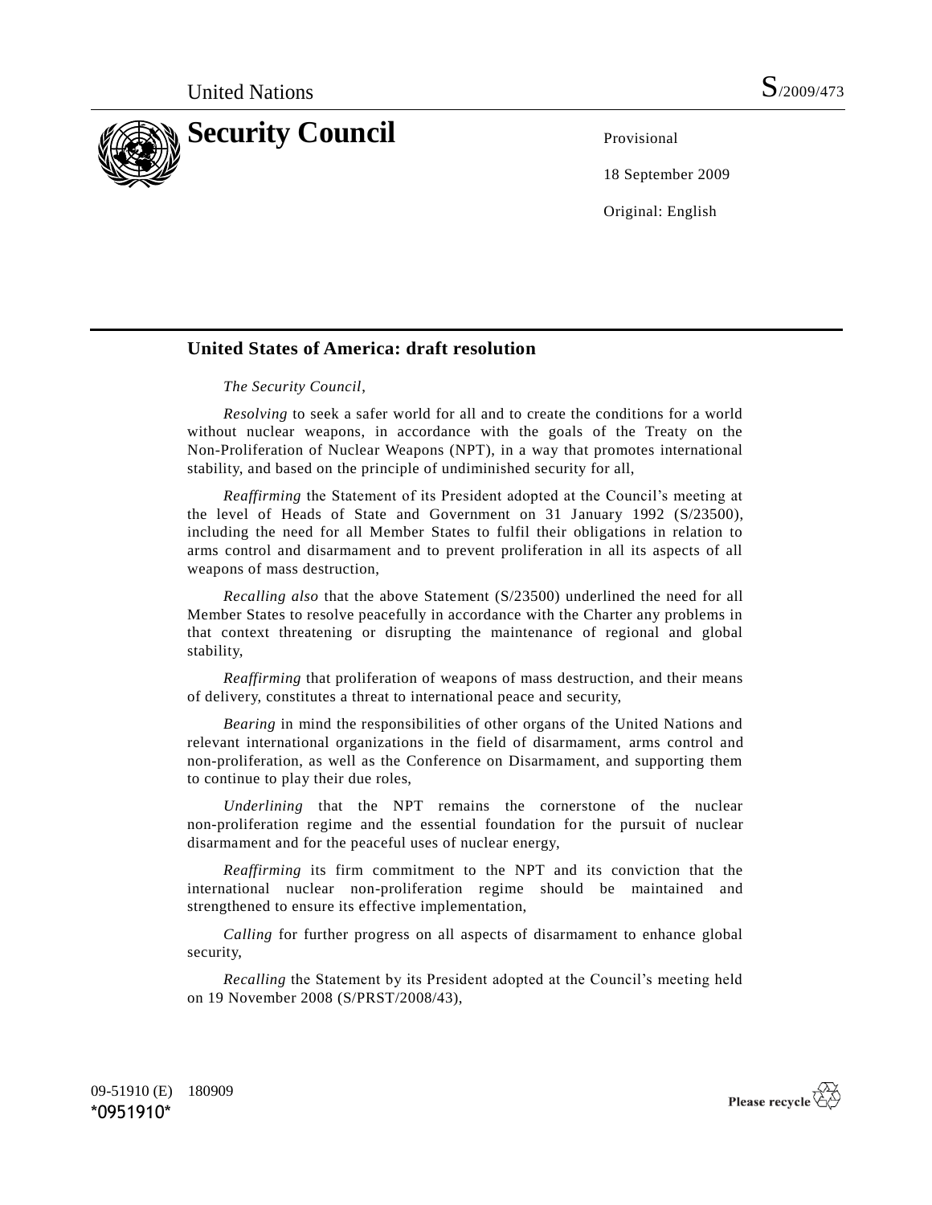United Nations S/2009/473

# Security Council

Provisional

18 September 2009

Original: English

## United States of America: draft resolution

*The Security Council*,

*Resolving* to seek a safer world for all and to create the conditions for a world without nuclear weapons, in accordance with the goals of the Treaty on the Non-Proliferation of Nuclear Weapons (NPT), in a way that promotes international stability, and based on the principle of undiminished security for all,

*Reaffirming* the Statement of its President adopted at the Council's meeting at the level of Heads of State and Government on 31 January 1992 (S/23500), including the need for all Member States to fulfil their obligations in relation to arms control and disarmament and to prevent proliferation in all its aspects of all weapons of mass destruction,

*Recalling also* that the above Statement (S/23500) underlined the need for all Member States to resolve peacefully in accordance with the Charter any problems in that context threatening or disrupting the maintenance of regional and global stability,

*Reaffirming* that proliferation of weapons of mass destruction, and their means of delivery, constitutes a threat to international peace and security,

*Bearing* in mind the responsibilities of other organs of the United Nations and relevant international organizations in the field of disarmament, arms control and non-proliferation, as well as the Conference on Disarmament, and supporting them to continue to play their due roles,

*Underlining* that the NPT remains the cornerstone of the nuclear non-proliferation regime and the essential foundation for the pursuit of nuclear disarmament and for the peaceful uses of nuclear energy,

*Reaffirming* its firm commitment to the NPT and its conviction that the international nuclear non-proliferation regime should be maintained and strengthened to ensure its effective implementation,

*Calling* for further progress on all aspects of disarmament to enhance global security,

*Recalling* the Statement by its President adopted at the Council's meeting held on 19 November 2008 (S/PRST/2008/43),

09-51910 (E) 180909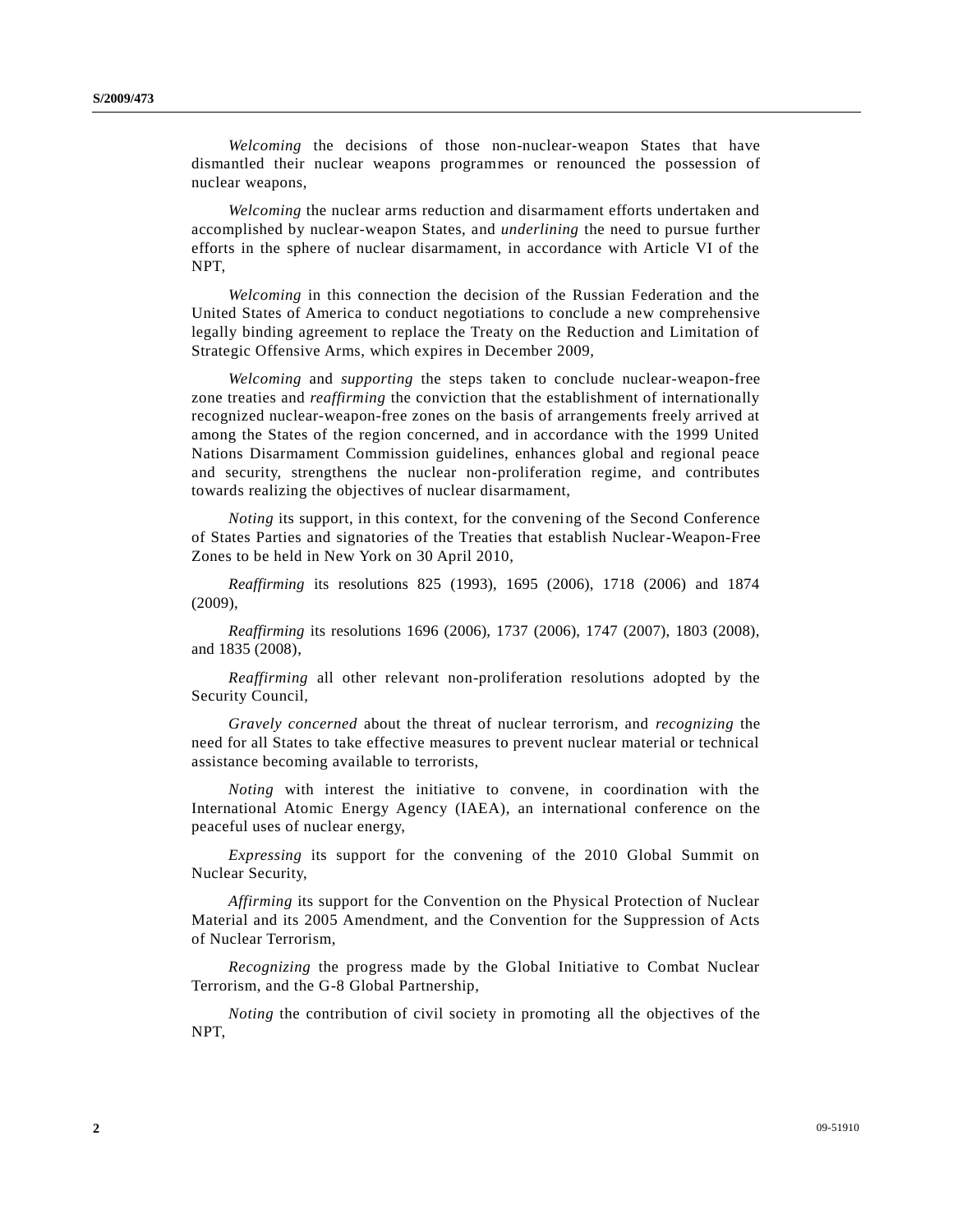*Welcoming* the decisions of those non-nuclear-weapon States that have dismantled their nuclear weapons programmes or renounced the possession of nuclear weapons,

*Welcoming* the nuclear arms reduction and disarmament efforts undertaken and accomplished by nuclear-weapon States, and *underlining* the need to pursue further efforts in the sphere of nuclear disarmament, in accordance with Article VI of the NPT,

*Welcoming* in this connection the decision of the Russian Federation and the United States of America to conduct negotiations to conclude a new comprehensive legally binding agreement to replace the Treaty on the Reduction and Limitation of Strategic Offensive Arms, which expires in December 2009,

*Welcoming* and *supporting* the steps taken to conclude nuclear-weapon-free zone treaties and *reaffirming* the conviction that the establishment of internationally recognized nuclear-weapon-free zones on the basis of arrangements freely arrived at among the States of the region concerned, and in accordance with the 1999 United Nations Disarmament Commission guidelines, enhances global and regional peace and security, strengthens the nuclear non-proliferation regime, and contributes towards realizing the objectives of nuclear disarmament,

*Noting* its support, in this context, for the convening of the Second Conference of States Parties and signatories of the Treaties that establish Nuclear-Weapon-Free Zones to be held in New York on 30 April 2010,

*Reaffirming* its resolutions 825 (1993), 1695 (2006), 1718 (2006) and 1874 (2009),

*Reaffirming* its resolutions 1696 (2006), 1737 (2006), 1747 (2007), 1803 (2008), and 1835 (2008),

*Reaffirming* all other relevant non-proliferation resolutions adopted by the Security Council,

*Gravely concerned* about the threat of nuclear terrorism, and *recognizing* the need for all States to take effective measures to prevent nuclear material or technical assistance becoming available to terrorists,

*Noting* with interest the initiative to convene, in coordination with the International Atomic Energy Agency (IAEA), an international conference on the peaceful uses of nuclear energy,

*Expressing* its support for the convening of the 2010 Global Summit on Nuclear Security,

*Affirming* its support for the Convention on the Physical Protection of Nuclear Material and its 2005 Amendment, and the Convention for the Suppression of Acts of Nuclear Terrorism,

*Recognizing* the progress made by the Global Initiative to Combat Nuclear Terrorism, and the G-8 Global Partnership,

*Noting* the contribution of civil society in promoting all the objectives of the NPT,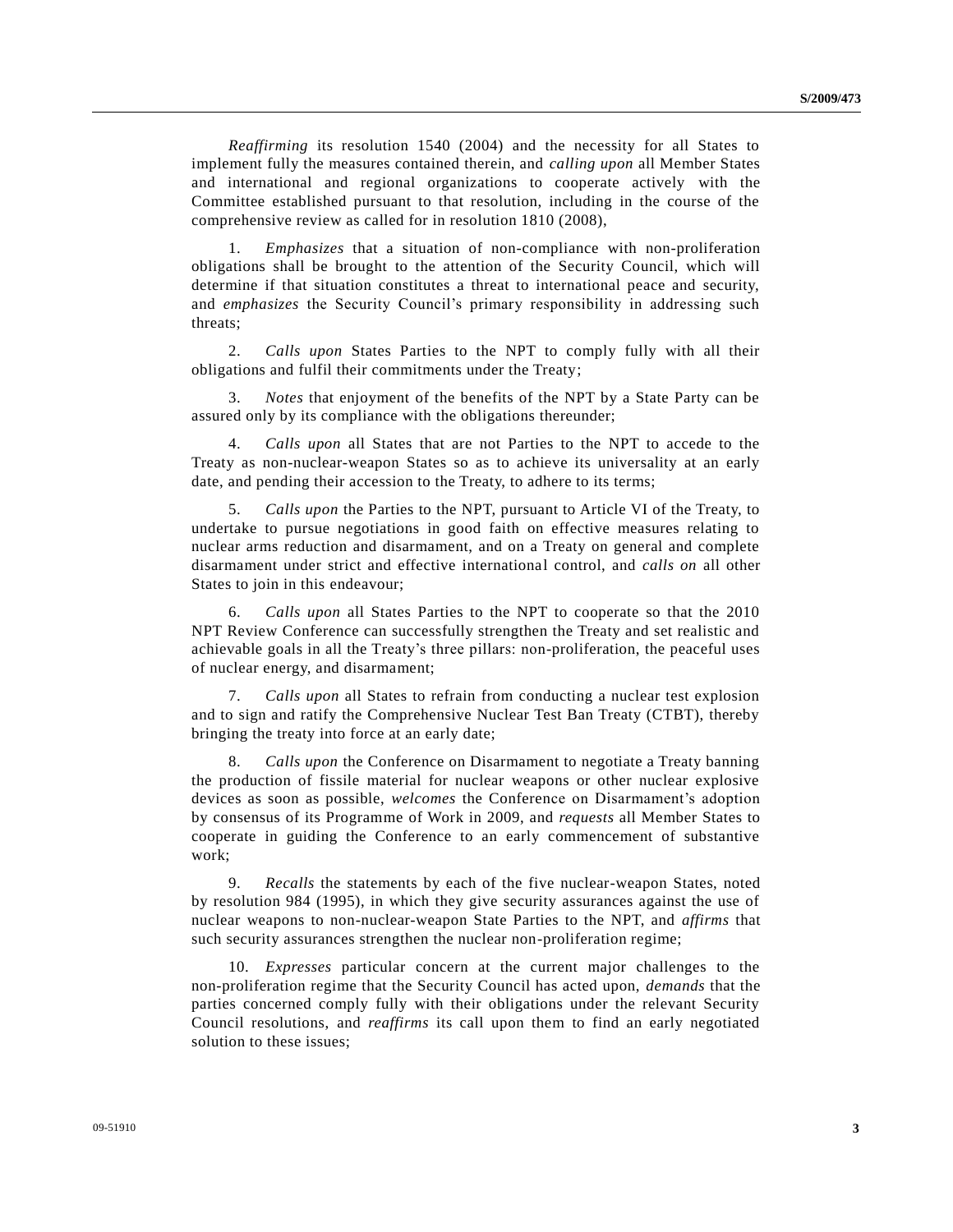*Reaffirming* its resolution 1540 (2004) and the necessity for all States to implement fully the measures contained therein, and *calling upon* all Member States and international and regional organizations to cooperate actively with the Committee established pursuant to that resolution, including in the course of the comprehensive review as called for in resolution 1810 (2008),

1. *Emphasizes* that a situation of non-compliance with non-proliferation obligations shall be brought to the attention of the Security Council, which will determine if that situation constitutes a threat to international peace and security, and *emphasizes* the Security Council's primary responsibility in addressing such threats;

2. *Calls upon* States Parties to the NPT to comply fully with all their obligations and fulfil their commitments under the Treaty;

3. *Notes* that enjoyment of the benefits of the NPT by a State Party can be assured only by its compliance with the obligations thereunder;

4. *Calls upon* all States that are not Parties to the NPT to accede to the Treaty as non-nuclear-weapon States so as to achieve its universality at an early date, and pending their accession to the Treaty, to adhere to its terms;

5. *Calls upon* the Parties to the NPT, pursuant to Article VI of the Treaty, to undertake to pursue negotiations in good faith on effective measures relating to nuclear arms reduction and disarmament, and on a Treaty on general and complete disarmament under strict and effective international control, and *calls on* all other States to join in this endeavour;

6. *Calls upon* all States Parties to the NPT to cooperate so that the 2010 NPT Review Conference can successfully strengthen the Treaty and set realistic and achievable goals in all the Treaty's three pillars: non-proliferation, the peaceful uses of nuclear energy, and disarmament;

7. *Calls upon* all States to refrain from conducting a nuclear test explosion and to sign and ratify the Comprehensive Nuclear Test Ban Treaty (CTBT), thereby bringing the treaty into force at an early date;

8. *Calls upon* the Conference on Disarmament to negotiate a Treaty banning the production of fissile material for nuclear weapons or other nuclear explosive devices as soon as possible, *welcomes* the Conference on Disarmament's adoption by consensus of its Programme of Work in 2009, and *requests* all Member States to cooperate in guiding the Conference to an early commencement of substantive work;

9. *Recalls* the statements by each of the five nuclear-weapon States, noted by resolution 984 (1995), in which they give security assurances against the use of nuclear weapons to non-nuclear-weapon State Parties to the NPT, and *affirms* that such security assurances strengthen the nuclear non-proliferation regime;

10. *Expresses* particular concern at the current major challenges to the non-proliferation regime that the Security Council has acted upon, *demands* that the parties concerned comply fully with their obligations under the relevant Security Council resolutions, and *reaffirms* its call upon them to find an early negotiated solution to these issues;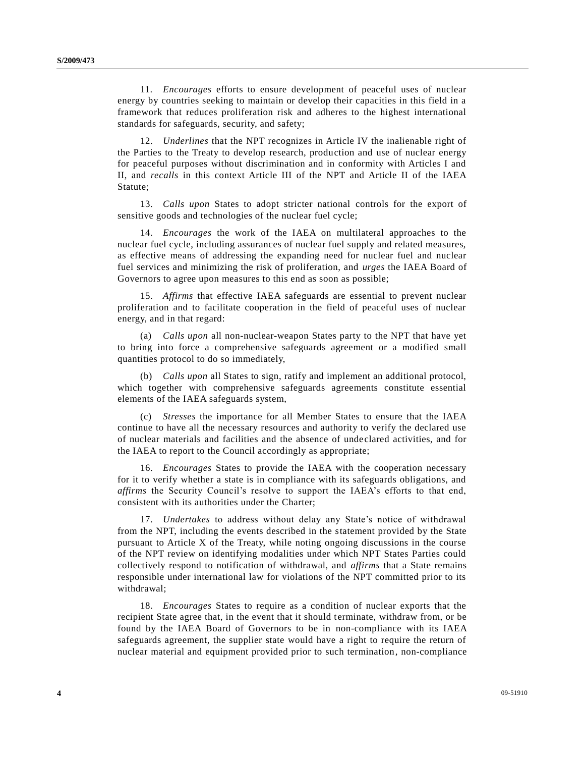11. *Encourages* efforts to ensure development of peaceful uses of nuclear energy by countries seeking to maintain or develop their capacities in this field in a framework that reduces proliferation risk and adheres to the highest international standards for safeguards, security, and safety;

12. *Underlines* that the NPT recognizes in Article IV the inalienable right of the Parties to the Treaty to develop research, production and use of nuclear energy for peaceful purposes without discrimination and in conformity with Articles I and II, and *recalls* in this context Article III of the NPT and Article II of the IAEA Statute;

13. *Calls upon* States to adopt stricter national controls for the export of sensitive goods and technologies of the nuclear fuel cycle;

14. *Encourages* the work of the IAEA on multilateral approaches to the nuclear fuel cycle, including assurances of nuclear fuel supply and related measures, as effective means of addressing the expanding need for nuclear fuel and nuclear fuel services and minimizing the risk of proliferation, and *urges* the IAEA Board of Governors to agree upon measures to this end as soon as possible;

15. *Affirms* that effective IAEA safeguards are essential to prevent nuclear proliferation and to facilitate cooperation in the field of peaceful uses of nuclear energy, and in that regard:

(a) *Calls upon* all non-nuclear-weapon States party to the NPT that have yet to bring into force a comprehensive safeguards agreement or a modified small quantities protocol to do so immediately,

(b) *Calls upon* all States to sign, ratify and implement an additional protocol, which together with comprehensive safeguards agreements constitute essential elements of the IAEA safeguards system,

(c) *Stresses* the importance for all Member States to ensure that the IAEA continue to have all the necessary resources and authority to verify the declared use of nuclear materials and facilities and the absence of undeclared activities, and for the IAEA to report to the Council accordingly as appropriate;

16. *Encourages* States to provide the IAEA with the cooperation necessary for it to verify whether a state is in compliance with its safeguards obligations, and *affirms* the Security Council's resolve to support the IAEA's efforts to that end, consistent with its authorities under the Charter;

17. *Undertakes* to address without delay any State's notice of withdrawal from the NPT, including the events described in the statement provided by the State pursuant to Article X of the Treaty, while noting ongoing discussions in the course of the NPT review on identifying modalities under which NPT States Parties could collectively respond to notification of withdrawal, and *affirms* that a State remains responsible under international law for violations of the NPT committed prior to its withdrawal;

18. *Encourages* States to require as a condition of nuclear exports that the recipient State agree that, in the event that it should terminate, withdraw from, or be found by the IAEA Board of Governors to be in non-compliance with its IAEA safeguards agreement, the supplier state would have a right to require the return of nuclear material and equipment provided prior to such termination, non-compliance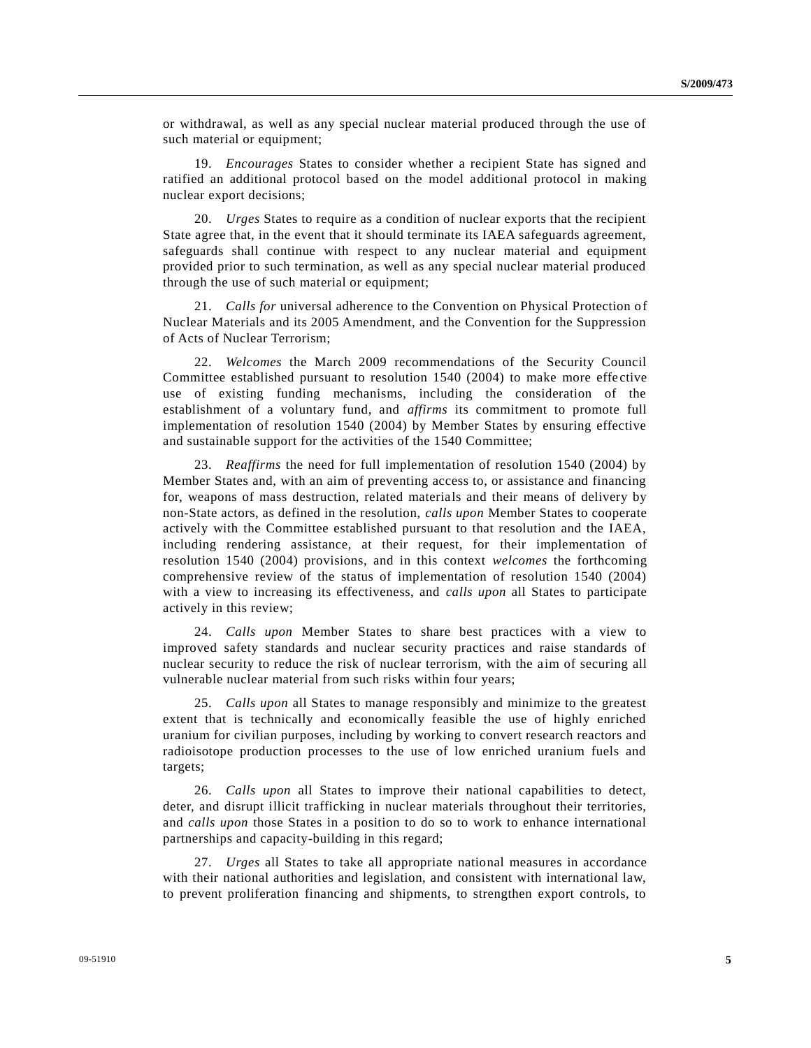or withdrawal, as well as any special nuclear material produced through the use of such material or equipment;

19. *Encourages* States to consider whether a recipient State has signed and ratified an additional protocol based on the model additional protocol in making nuclear export decisions;

20. *Urges* States to require as a condition of nuclear exports that the recipient State agree that, in the event that it should terminate its IAEA safeguards agreement, safeguards shall continue with respect to any nuclear material and equipment provided prior to such termination, as well as any special nuclear material produced through the use of such material or equipment;

21. *Calls for* universal adherence to the Convention on Physical Protection of Nuclear Materials and its 2005 Amendment, and the Convention for the Suppression of Acts of Nuclear Terrorism;

22. *Welcomes* the March 2009 recommendations of the Security Council Committee established pursuant to resolution 1540 (2004) to make more effective use of existing funding mechanisms, including the consideration of the establishment of a voluntary fund, and *affirms* its commitment to promote full implementation of resolution 1540 (2004) by Member States by ensuring effective and sustainable support for the activities of the 1540 Committee;

23. *Reaffirms* the need for full implementation of resolution 1540 (2004) by Member States and, with an aim of preventing access to, or assistance and financing for, weapons of mass destruction, related materials and their means of delivery by non-State actors, as defined in the resolution, *calls upon* Member States to cooperate actively with the Committee established pursuant to that resolution and the IAEA, including rendering assistance, at their request, for their implementation of resolution 1540 (2004) provisions, and in this context *welcomes* the forthcoming comprehensive review of the status of implementation of resolution 1540 (2004) with a view to increasing its effectiveness, and *calls upon* all States to participate actively in this review;

24. *Calls upon* Member States to share best practices with a view to improved safety standards and nuclear security practices and raise standards of nuclear security to reduce the risk of nuclear terrorism, with the aim of securing all vulnerable nuclear material from such risks within four years;

25. *Calls upon* all States to manage responsibly and minimize to the greatest extent that is technically and economically feasible the use of highly enriched uranium for civilian purposes, including by working to convert research reactors and radioisotope production processes to the use of low enriched uranium fuels and targets;

26. *Calls upon* all States to improve their national capabilities to detect, deter, and disrupt illicit trafficking in nuclear materials throughout their territories, and *calls upon* those States in a position to do so to work to enhance international partnerships and capacity-building in this regard;

27. *Urges* all States to take all appropriate national measures in accordance with their national authorities and legislation, and consistent with international law, to prevent proliferation financing and shipments, to strengthen export controls, to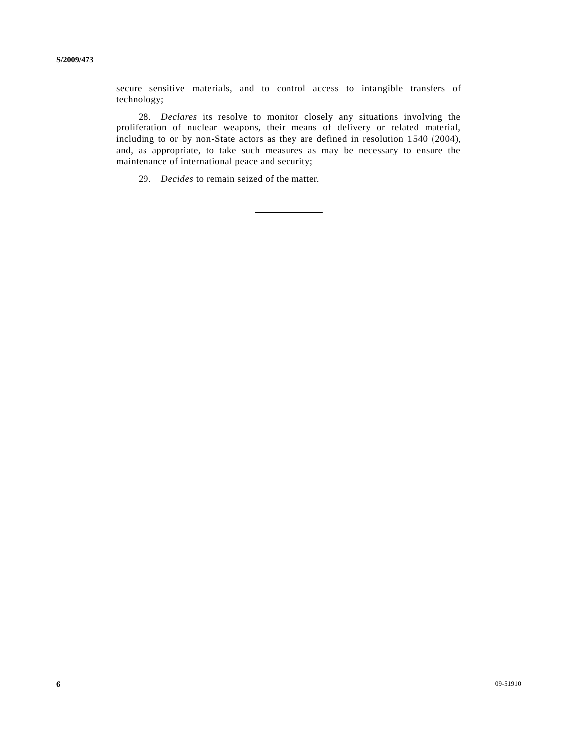secure sensitive materials, and to control access to intangible transfers of technology;

28. *Declares* its resolve to monitor closely any situations involving the proliferation of nuclear weapons, their means of delivery or related material, including to or by non-State actors as they are defined in resolution 1540 (2004), and, as appropriate, to take such measures as may be necessary to ensure the maintenance of international peace and security;

29. *Decides* to remain seized of the matter.